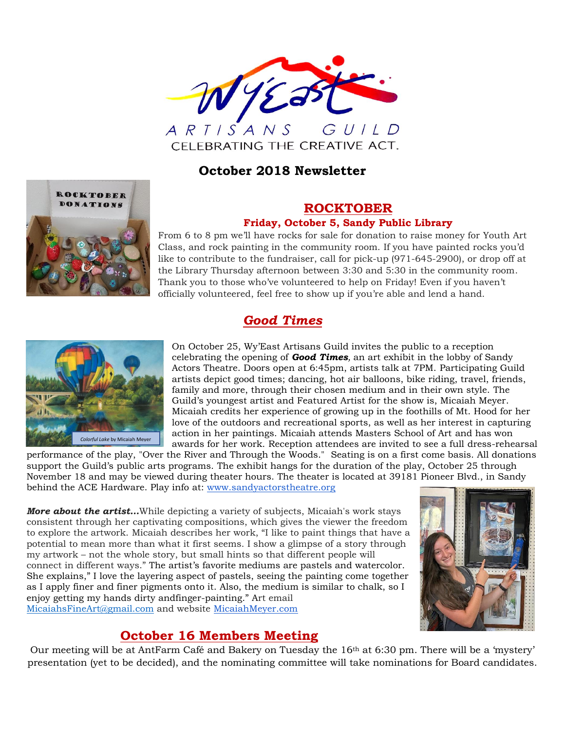Wy'East

ARTISANS GUILD

CELEBRATING THE CREATIVE ACT.

# October 2018 Newsletter

## ROCKTOBER

### Friday, October 5, Sandy Public Library

From 6 to 8 pm we'll have rocks for sale for donation to raise money for Youth Art Class, and rock painting in the community room. If you have painted rocks you'd like to contribute to the fundraiser, call for pick-up (971-645-2900), or drop off at the Library Thursday afternoon between 3:30 and 5:30 in the community room. Thank you to those who've volunteered to help on Friday! Even if you haven't officially volunteered, feel free to show up if you're able and lend a hand.

## *Good Times*

*Colorful Lake* by Micaiah Meyer

On October 25, Wy'East Artisans Guild invites the public to a reception celebrating the opening of ***Good Times****,* an art exhibit in the lobby of Sandy Actors Theatre. Doors open at 6:45pm, artists talk at 7PM. Participating Guild artists depict good times; dancing, hot air balloons, bike riding, travel, friends, family and more, through their chosen medium and in their own style. The Guild's youngest artist and Featured Artist for the show is, Micaiah Meyer. Micaiah credits her experience of growing up in the foothills of Mt. Hood for her love of the outdoors and recreational sports, as well as her interest in capturing action in her paintings. Micaiah attends Masters School of Art and has won awards for her work. Reception attendees are invited to see a full dress-rehearsal performance of the play, "Over the River and Through the Woods." Seating is on a first come basis. All donations support the Guild's public arts programs. The exhibit hangs for the duration of the play, October 25 through November 18 and may be viewed during theater hours. The theater is located at 39181 Pioneer Blvd., in Sandy behind the ACE Hardware. Play info at: www.sandyactorstheatre.org

***More about the artist…***While depicting a variety of subjects, Micaiah's work stays consistent through her captivating compositions, which gives the viewer the freedom to explore the artwork. Micaiah describes her work, "I like to paint things that have a potential to mean more than what it first seems. I show a glimpse of a story through my artwork – not the whole story, but small hints so that different people will connect in different ways." The artist's favorite mediums are pastels and watercolor. She explains," I love the layering aspect of pastels, seeing the painting come together as I apply finer and finer pigments onto it. Also, the medium is similar to chalk, so I enjoy getting my hands dirty andfinger-painting." Art email MicaiahsFineArt@gmail.com and website MicaiahMeyer.com

## October 16 Members Meeting

Our meeting will be at AntFarm Café and Bakery on Tuesday the 16th at 6:30 pm. There will be a 'mystery' presentation (yet to be decided), and the nominating committee will take nominations for Board candidates.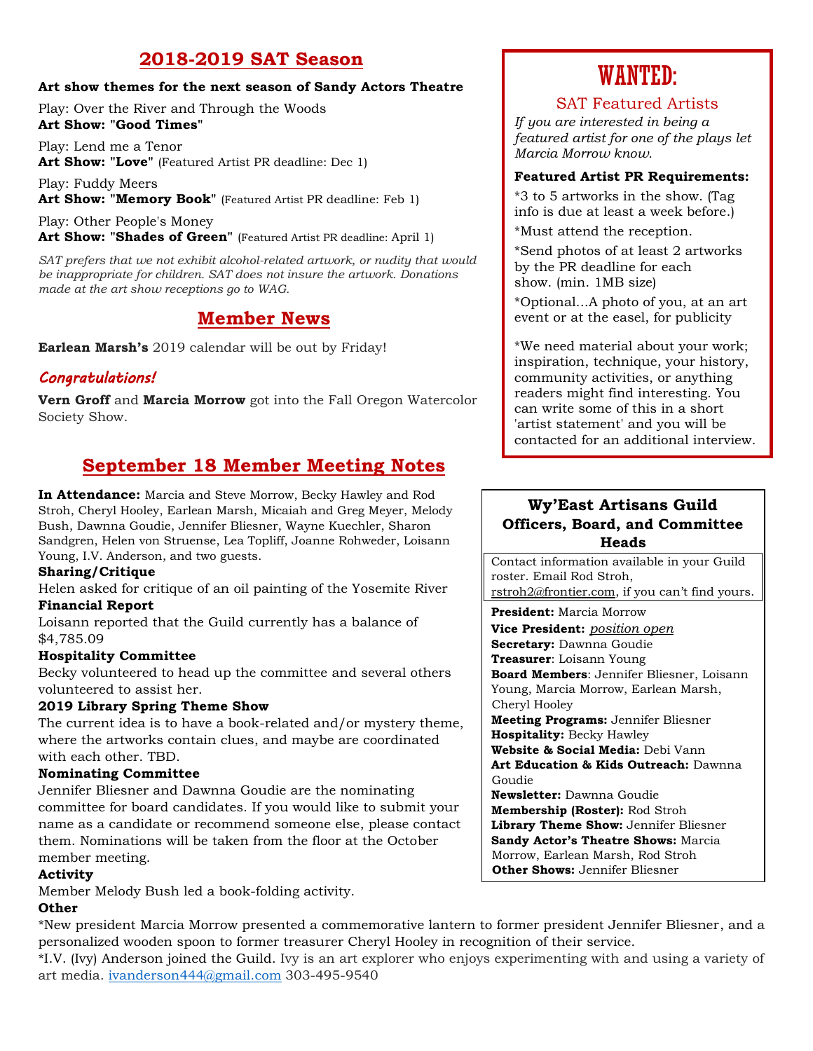## 2018-2019 SAT Season

**Art show themes for the next season of Sandy Actors Theatre**

Play: Over the River and Through the Woods
**Art Show: "Good Times"**

Play: Lend me a Tenor
**Art Show: "Love"** (Featured Artist PR deadline: Dec 1)

Play: Fuddy Meers
**Art Show: "Memory Book"** (Featured Artist PR deadline: Feb 1)

Play: Other People's Money
**Art Show: "Shades of Green"** (Featured Artist PR deadline: April 1)

*SAT prefers that we not exhibit alcohol-related artwork, or nudity that would be inappropriate for children. SAT does not insure the artwork. Donations made at the art show receptions go to WAG.*

## Member News

**Earlean Marsh's** 2019 calendar will be out by Friday!

### *Congratulations!*

**Vern Groff** and **Marcia Morrow** got into the Fall Oregon Watercolor Society Show.

## September 18 Member Meeting Notes

**In Attendance:** Marcia and Steve Morrow, Becky Hawley and Rod Stroh, Cheryl Hooley, Earlean Marsh, Micaiah and Greg Meyer, Melody Bush, Dawnna Goudie, Jennifer Bliesner, Wayne Kuechler, Sharon Sandgren, Helen von Struense, Lea Topliff, Joanne Rohweder, Loisann Young, I.V. Anderson, and two guests.

**Sharing/Critique**
Helen asked for critique of an oil painting of the Yosemite River

**Financial Report**
Loisann reported that the Guild currently has a balance of $4,785.09

**Hospitality Committee**
Becky volunteered to head up the committee and several others volunteered to assist her.

**2019 Library Spring Theme Show**
The current idea is to have a book-related and/or mystery theme, where the artworks contain clues, and maybe are coordinated with each other. TBD.

**Nominating Committee**
Jennifer Bliesner and Dawnna Goudie are the nominating committee for board candidates. If you would like to submit your name as a candidate or recommend someone else, please contact them. Nominations will be taken from the floor at the October member meeting.

**Activity**
Member Melody Bush led a book-folding activity.

**Other**
*New president Marcia Morrow presented a commemorative lantern to former president Jennifer Bliesner, and a personalized wooden spoon to former treasurer Cheryl Hooley in recognition of their service.
*I.V. (Ivy) Anderson joined the Guild. Ivy is an art explorer who enjoys experimenting with and using a variety of art media. ivanderson444@gmail.com 303-495-9540

## WANTED:

### SAT Featured Artists

*If you are interested in being a featured artist for one of the plays let Marcia Morrow know.*

**Featured Artist PR Requirements:**

*3 to 5 artworks in the show. (Tag info is due at least a week before.)

*Must attend the reception.

*Send photos of at least 2 artworks by the PR deadline for each show. (min. 1MB size)

*Optional...A photo of you, at an art event or at the easel, for publicity

*We need material about your work; inspiration, technique, your history, community activities, or anything readers might find interesting. You can write some of this in a short 'artist statement' and you will be contacted for an additional interview.

### Wy'East Artisans Guild Officers, Board, and Committee Heads

Contact information available in your Guild roster. Email Rod Stroh, rstroh2@frontier.com, if you can't find yours.

**President:** Marcia Morrow
**Vice President:** *position open*
**Secretary:** Dawnna Goudie
**Treasurer**: Loisann Young
**Board Members**: Jennifer Bliesner, Loisann Young, Marcia Morrow, Earlean Marsh, Cheryl Hooley
**Meeting Programs:** Jennifer Bliesner
**Hospitality:** Becky Hawley
**Website & Social Media:** Debi Vann
**Art Education & Kids Outreach:** Dawnna Goudie
**Newsletter:** Dawnna Goudie
**Membership (Roster):** Rod Stroh
**Library Theme Show:** Jennifer Bliesner
**Sandy Actor's Theatre Shows:** Marcia Morrow, Earlean Marsh, Rod Stroh
**Other Shows:** Jennifer Bliesner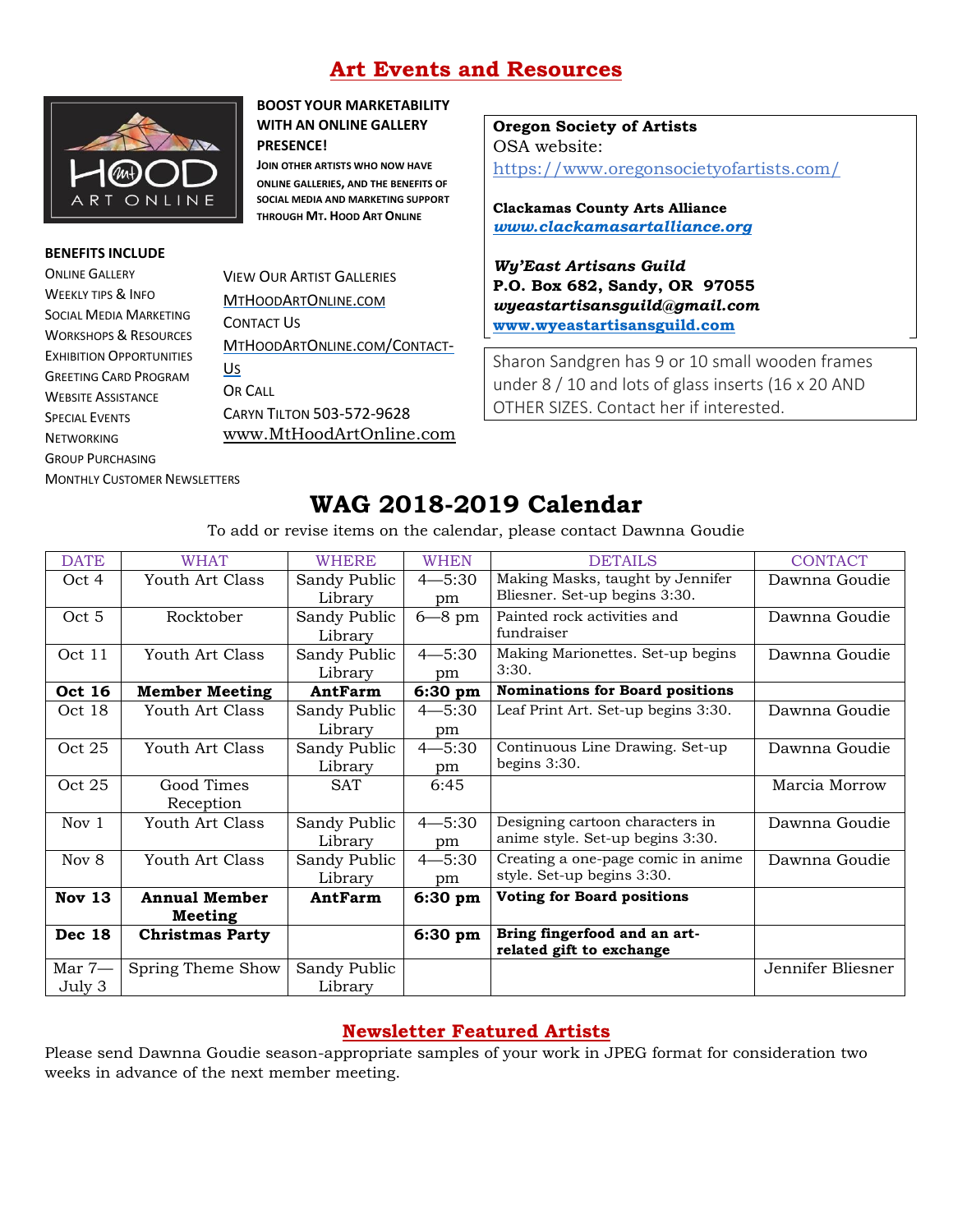# Art Events and Resources

**BOOST YOUR MARKETABILITY WITH AN ONLINE GALLERY PRESENCE!**

**JOIN OTHER ARTISTS WHO NOW HAVE ONLINE GALLERIES, AND THE BENEFITS OF SOCIAL MEDIA AND MARKETING SUPPORT THROUGH MT. HOOD ART ONLINE**

**BENEFITS INCLUDE**

- ONLINE GALLERY
- WEEKLY TIPS & INFO
- SOCIAL MEDIA MARKETING
- WORKSHOPS & RESOURCES
- EXHIBITION OPPORTUNITIES
- GREETING CARD PROGRAM
- WEBSITE ASSISTANCE
- SPECIAL EVENTS
- NETWORKING
- GROUP PURCHASING
- MONTHLY CUSTOMER NEWSLETTERS

VIEW OUR ARTIST GALLERIES
MTHOODARTONLINE.COM
CONTACT US
MTHOODARTONLINE.COM/CONTACT-US
OR CALL
CARYN TILTON 503-572-9628
www.MtHoodArtOnline.com

**Oregon Society of Artists**
OSA website:
https://www.oregonsocietyofartists.com/

**Clackamas County Arts Alliance**
***www.clackamasartalliance.org***

***Wy'East Artisans Guild***
**P.O. Box 682, Sandy, OR 97055**
***wyeastartisansguild@gmail.com***
**www.wyeastartisansguild.com**

Sharon Sandgren has 9 or 10 small wooden frames under 8 / 10 and lots of glass inserts (16 x 20 AND OTHER SIZES. Contact her if interested.

# WAG 2018-2019 Calendar

To add or revise items on the calendar, please contact Dawnna Goudie

| DATE | WHAT | WHERE | WHEN | DETAILS | CONTACT |
|---|---|---|---|---|---|
| Oct 4 | Youth Art Class | Sandy Public Library | 4—5:30 pm | Making Masks, taught by Jennifer Bliesner. Set-up begins 3:30. | Dawnna Goudie |
| Oct 5 | Rocktober | Sandy Public Library | 6—8 pm | Painted rock activities and fundraiser | Dawnna Goudie |
| Oct 11 | Youth Art Class | Sandy Public Library | 4—5:30 pm | Making Marionettes. Set-up begins 3:30. | Dawnna Goudie |
| **Oct 16** | **Member Meeting** | **AntFarm** | **6:30 pm** | **Nominations for Board positions** | |
| Oct 18 | Youth Art Class | Sandy Public Library | 4—5:30 pm | Leaf Print Art. Set-up begins 3:30. | Dawnna Goudie |
| Oct 25 | Youth Art Class | Sandy Public Library | 4—5:30 pm | Continuous Line Drawing. Set-up begins 3:30. | Dawnna Goudie |
| Oct 25 | Good Times Reception | SAT | 6:45 | | Marcia Morrow |
| Nov 1 | Youth Art Class | Sandy Public Library | 4—5:30 pm | Designing cartoon characters in anime style. Set-up begins 3:30. | Dawnna Goudie |
| Nov 8 | Youth Art Class | Sandy Public Library | 4—5:30 pm | Creating a one-page comic in anime style. Set-up begins 3:30. | Dawnna Goudie |
| **Nov 13** | **Annual Member Meeting** | **AntFarm** | **6:30 pm** | **Voting for Board positions** | |
| **Dec 18** | **Christmas Party** | | **6:30 pm** | **Bring fingerfood and an art-related gift to exchange** | |
| Mar 7—July 3 | Spring Theme Show | Sandy Public Library | | | Jennifer Bliesner |

## Newsletter Featured Artists

Please send Dawnna Goudie season-appropriate samples of your work in JPEG format for consideration two weeks in advance of the next member meeting.